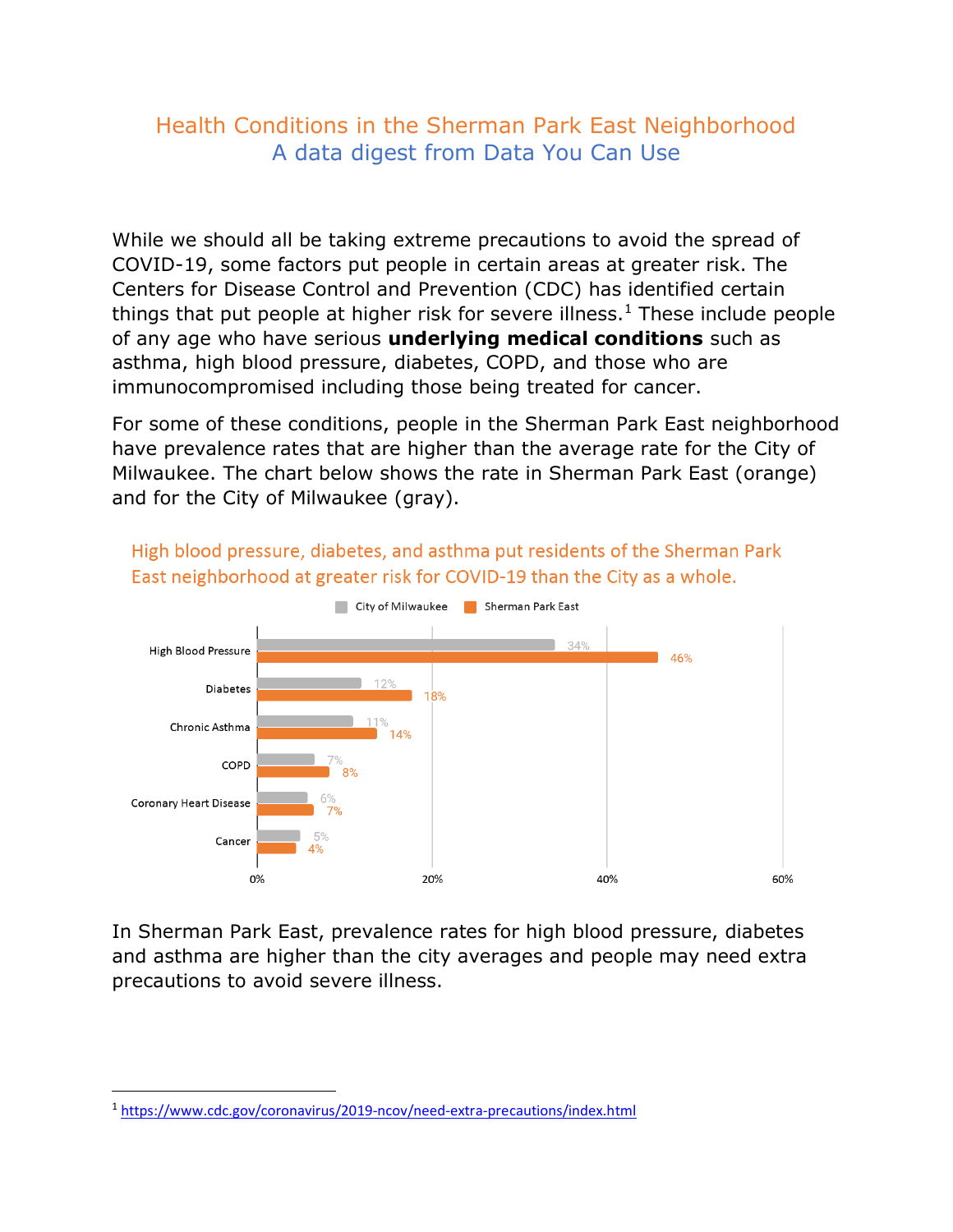# Health Conditions in the Sherman Park East Neighborhood

## A data digest from Data You Can Use

While we should all be taking extreme precautions to avoid the spread of COVID-19, some factors put people in certain areas at greater risk. The Centers for Disease Control and Prevention (CDC) has identified certain things that put people at higher risk for severe illness.[1] These include people of any age who have serious **underlying medical conditions** such as asthma, high blood pressure, diabetes, COPD, and those who are immunocompromised including those being treated for cancer.

For some of these conditions, people in the Sherman Park East neighborhood have prevalence rates that are higher than the average rate for the City of Milwaukee. The chart below shows the rate in Sherman Park East (orange) and for the City of Milwaukee (gray).

**High blood pressure, diabetes, and asthma put residents of the Sherman Park East neighborhood at greater risk for COVID-19 than the City as a whole.**

| Condition | City of Milwaukee | Sherman Park East |
|---|---|---|
| High Blood Pressure | 34% | 46% |
| Diabetes | 12% | 18% |
| Chronic Asthma | 11% | 14% |
| COPD | 7% | 8% |
| Coronary Heart Disease | 6% | 7% |
| Cancer | 5% | 4% |

In Sherman Park East, prevalence rates for high blood pressure, diabetes and asthma are higher than the city averages and people may need extra precautions to avoid severe illness.

---

[1] https://www.cdc.gov/coronavirus/2019-ncov/need-extra-precautions/index.html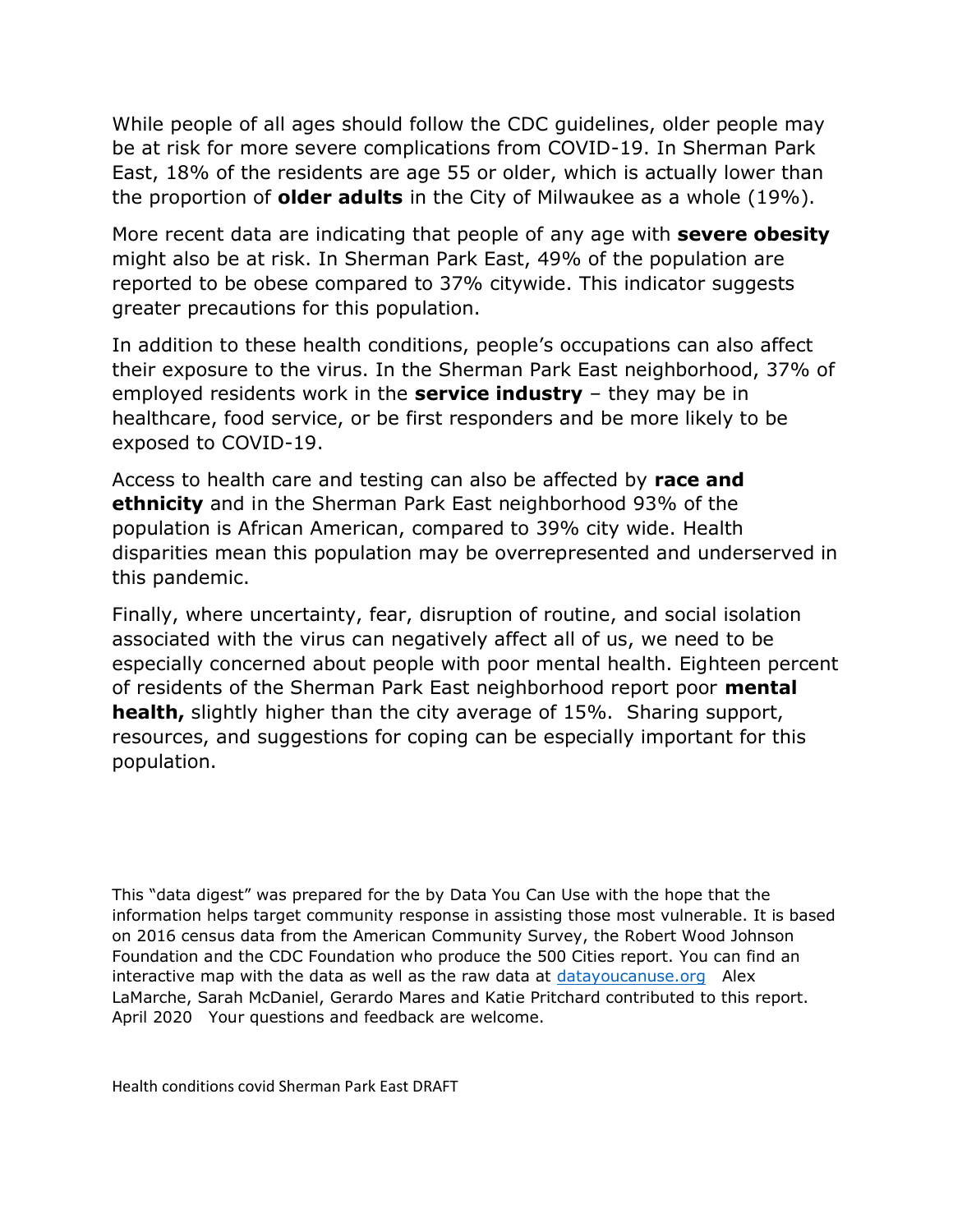While people of all ages should follow the CDC guidelines, older people may be at risk for more severe complications from COVID-19. In Sherman Park East, 18% of the residents are age 55 or older, which is actually lower than the proportion of **older adults** in the City of Milwaukee as a whole (19%).

More recent data are indicating that people of any age with **severe obesity** might also be at risk. In Sherman Park East, 49% of the population are reported to be obese compared to 37% citywide. This indicator suggests greater precautions for this population.

In addition to these health conditions, people's occupations can also affect their exposure to the virus. In the Sherman Park East neighborhood, 37% of employed residents work in the **service industry** – they may be in healthcare, food service, or be first responders and be more likely to be exposed to COVID-19.

Access to health care and testing can also be affected by **race and ethnicity** and in the Sherman Park East neighborhood 93% of the population is African American, compared to 39% city wide. Health disparities mean this population may be overrepresented and underserved in this pandemic.

Finally, where uncertainty, fear, disruption of routine, and social isolation associated with the virus can negatively affect all of us, we need to be especially concerned about people with poor mental health. Eighteen percent of residents of the Sherman Park East neighborhood report poor **mental health,** slightly higher than the city average of 15%. Sharing support, resources, and suggestions for coping can be especially important for this population.

This "data digest" was prepared for the by Data You Can Use with the hope that the information helps target community response in assisting those most vulnerable. It is based on 2016 census data from the American Community Survey, the Robert Wood Johnson Foundation and the CDC Foundation who produce the 500 Cities report. You can find an interactive map with the data as well as the raw data at [datayoucanuse.org](http://datayoucanuse.org) Alex LaMarche, Sarah McDaniel, Gerardo Mares and Katie Pritchard contributed to this report. April 2020 Your questions and feedback are welcome.

Health conditions covid Sherman Park East DRAFT